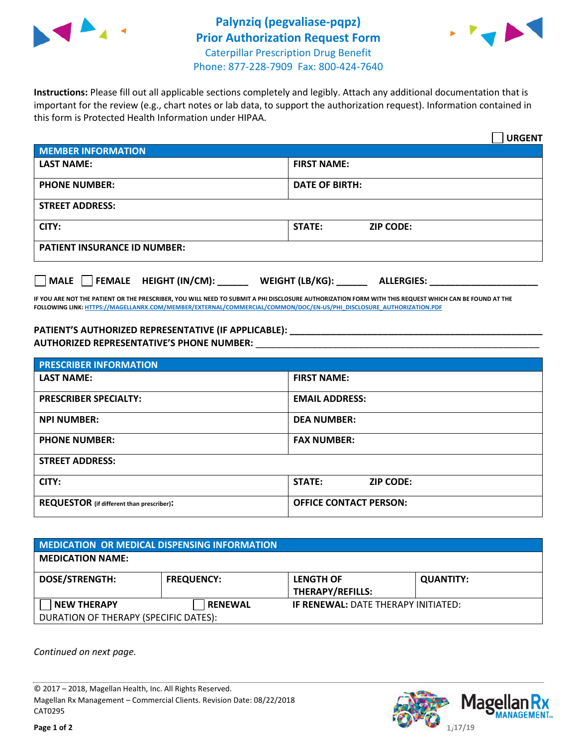# Palynziq (pegvaliase-pqpz)
# Prior Authorization Request Form

Caterpillar Prescription Drug Benefit
Phone: 877-228-7909 Fax: 800-424-7640

**Instructions:** Please fill out all applicable sections completely and legibly. Attach any additional documentation that is important for the review (e.g., chart notes or lab data, to support the authorization request). Information contained in this form is Protected Health Information under HIPAA.

☐ **URGENT**

| **MEMBER INFORMATION** | |
|---|---|
| **LAST NAME:** | **FIRST NAME:** |
| **PHONE NUMBER:** | **DATE OF BIRTH:** |
| **STREET ADDRESS:** | |
| **CITY:** | **STATE:** **ZIP CODE:** |
| **PATIENT INSURANCE ID NUMBER:** | |

☐ **MALE** ☐ **FEMALE** **HEIGHT (IN/CM):** ______ **WEIGHT (LB/KG):** ______ **ALLERGIES:** ____________________

**IF YOU ARE NOT THE PATIENT OR THE PRESCRIBER, YOU WILL NEED TO SUBMIT A PHI DISCLOSURE AUTHORIZATION FORM WITH THIS REQUEST WHICH CAN BE FOUND AT THE FOLLOWING LINK: HTTPS://MAGELLANRX.COM/MEMBER/EXTERNAL/COMMERCIAL/COMMON/DOC/EN-US/PHI_DISCLOSURE_AUTHORIZATION.PDF**

**PATIENT'S AUTHORIZED REPRESENTATIVE (IF APPLICABLE):** ____________________________________________
**AUTHORIZED REPRESENTATIVE'S PHONE NUMBER:** ____________________________________________

| **PRESCRIBER INFORMATION** | |
|---|---|
| **LAST NAME:** | **FIRST NAME:** |
| **PRESCRIBER SPECIALTY:** | **EMAIL ADDRESS:** |
| **NPI NUMBER:** | **DEA NUMBER:** |
| **PHONE NUMBER:** | **FAX NUMBER:** |
| **STREET ADDRESS:** | |
| **CITY:** | **STATE:** **ZIP CODE:** |
| **REQUESTOR** (if different than prescriber)**:** | **OFFICE CONTACT PERSON:** |

| **MEDICATION OR MEDICAL DISPENSING INFORMATION** | | | |
|---|---|---|---|
| **MEDICATION NAME:** | | | |
| **DOSE/STRENGTH:** | **FREQUENCY:** | **LENGTH OF THERAPY/REFILLS:** | **QUANTITY:** |
| ☐ **NEW THERAPY** | ☐ **RENEWAL** | **IF RENEWAL:** DATE THERAPY INITIATED: | |
| DURATION OF THERAPY (SPECIFIC DATES): | | | |

*Continued on next page.*

© 2017 – 2018, Magellan Health, Inc. All Rights Reserved.
Magellan Rx Management – Commercial Clients. Revision Date: 08/22/2018
CAT0295

1/17/19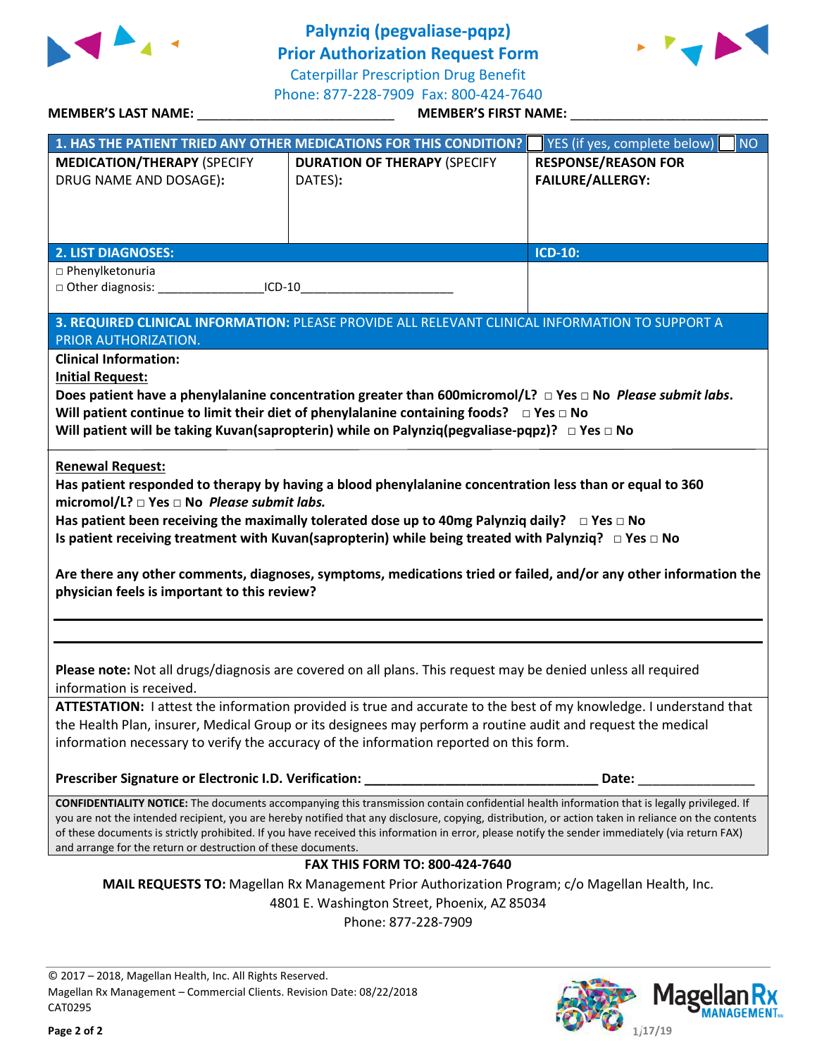# Palynziq (pegvaliase-pqpz)
# Prior Authorization Request Form

Caterpillar Prescription Drug Benefit
Phone: 877-228-7909 Fax: 800-424-7640

**MEMBER'S LAST NAME:** ___________________________ **MEMBER'S FIRST NAME:** ___________________________

**1. HAS THE PATIENT TRIED ANY OTHER MEDICATIONS FOR THIS CONDITION?** ☐ YES (if yes, complete below) ☐ NO

| **MEDICATION/THERAPY** (SPECIFY DRUG NAME AND DOSAGE): | **DURATION OF THERAPY** (SPECIFY DATES): | **RESPONSE/REASON FOR FAILURE/ALLERGY:** |
|---|---|---|
| | | |

| **2. LIST DIAGNOSES:** | **ICD-10:** |
|---|---|
| □ Phenylketonuria<br>□ Other diagnosis: _______________ICD-10_____________________ | |

**3. REQUIRED CLINICAL INFORMATION:** PLEASE PROVIDE ALL RELEVANT CLINICAL INFORMATION TO SUPPORT A PRIOR AUTHORIZATION.

**Clinical Information:**

**Initial Request:**

**Does patient have a phenylalanine concentration greater than 600micromol/L? □ Yes □ No** ***Please submit labs*.**

**Will patient continue to limit their diet of phenylalanine containing foods? □ Yes □ No**

**Will patient will be taking Kuvan(sapropterin) while on Palynziq(pegvaliase-pqpz)? □ Yes □ No**

**Renewal Request:**

**Has patient responded to therapy by having a blood phenylalanine concentration less than or equal to 360 micromol/L? □ Yes □ No** ***Please submit labs.***

**Has patient been receiving the maximally tolerated dose up to 40mg Palynziq daily? □ Yes □ No**

**Is patient receiving treatment with Kuvan(sapropterin) while being treated with Palynziq? □ Yes □ No**

**Are there any other comments, diagnoses, symptoms, medications tried or failed, and/or any other information the physician feels is important to this review?**

_____________________________________________________________________________

_____________________________________________________________________________

**Please note:** Not all drugs/diagnosis are covered on all plans. This request may be denied unless all required information is received.

**ATTESTATION:** I attest the information provided is true and accurate to the best of my knowledge. I understand that the Health Plan, insurer, Medical Group or its designees may perform a routine audit and request the medical information necessary to verify the accuracy of the information reported on this form.

**Prescriber Signature or Electronic I.D. Verification: ______________________________ Date:** _______________

**CONFIDENTIALITY NOTICE:** The documents accompanying this transmission contain confidential health information that is legally privileged. If you are not the intended recipient, you are hereby notified that any disclosure, copying, distribution, or action taken in reliance on the contents of these documents is strictly prohibited. If you have received this information in error, please notify the sender immediately (via return FAX) and arrange for the return or destruction of these documents.

**FAX THIS FORM TO: 800-424-7640**

**MAIL REQUESTS TO:** Magellan Rx Management Prior Authorization Program; c/o Magellan Health, Inc.
4801 E. Washington Street, Phoenix, AZ 85034
Phone: 877-228-7909

© 2017 – 2018, Magellan Health, Inc. All Rights Reserved.
Magellan Rx Management – Commercial Clients. Revision Date: 08/22/2018
CAT0295

1/17/19